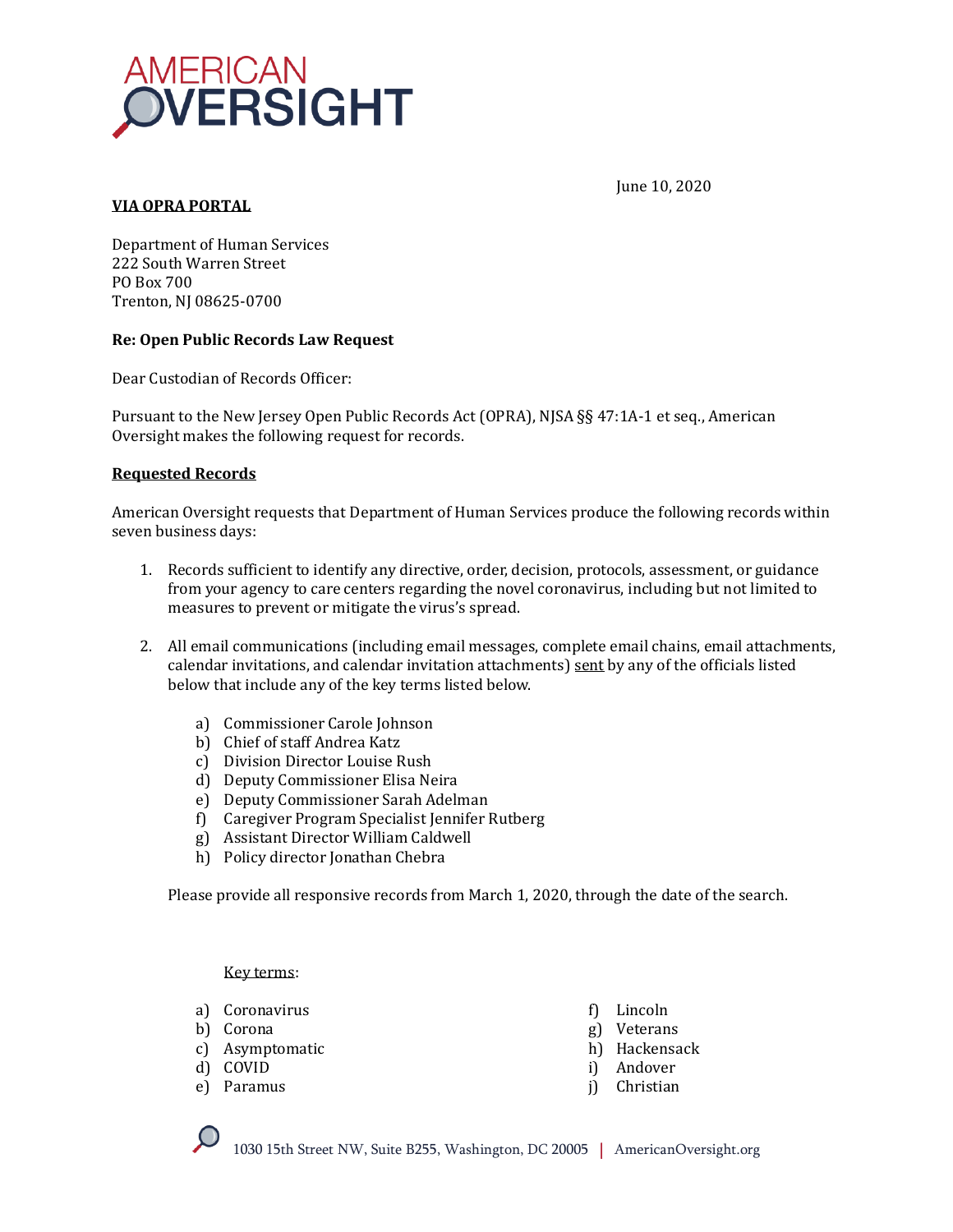AMERICAN OVERSIGHT

June 10, 2020

**VIA OPRA PORTAL**

Department of Human Services
222 South Warren Street
PO Box 700
Trenton, NJ 08625-0700

**Re: Open Public Records Law Request**

Dear Custodian of Records Officer:

Pursuant to the New Jersey Open Public Records Act (OPRA), NJSA §§ 47:1A-1 et seq., American Oversight makes the following request for records.

**Requested Records**

American Oversight requests that Department of Human Services produce the following records within seven business days:

1. Records sufficient to identify any directive, order, decision, protocols, assessment, or guidance from your agency to care centers regarding the novel coronavirus, including but not limited to measures to prevent or mitigate the virus's spread.

2. All email communications (including email messages, complete email chains, email attachments, calendar invitations, and calendar invitation attachments) sent by any of the officials listed below that include any of the key terms listed below.

   a) Commissioner Carole Johnson
   b) Chief of staff Andrea Katz
   c) Division Director Louise Rush
   d) Deputy Commissioner Elisa Neira
   e) Deputy Commissioner Sarah Adelman
   f) Caregiver Program Specialist Jennifer Rutberg
   g) Assistant Director William Caldwell
   h) Policy director Jonathan Chebra

   Please provide all responsive records from March 1, 2020, through the date of the search.

   Key terms:

   a) Coronavirus
   b) Corona
   c) Asymptomatic
   d) COVID
   e) Paramus
   f) Lincoln
   g) Veterans
   h) Hackensack
   i) Andover
   j) Christian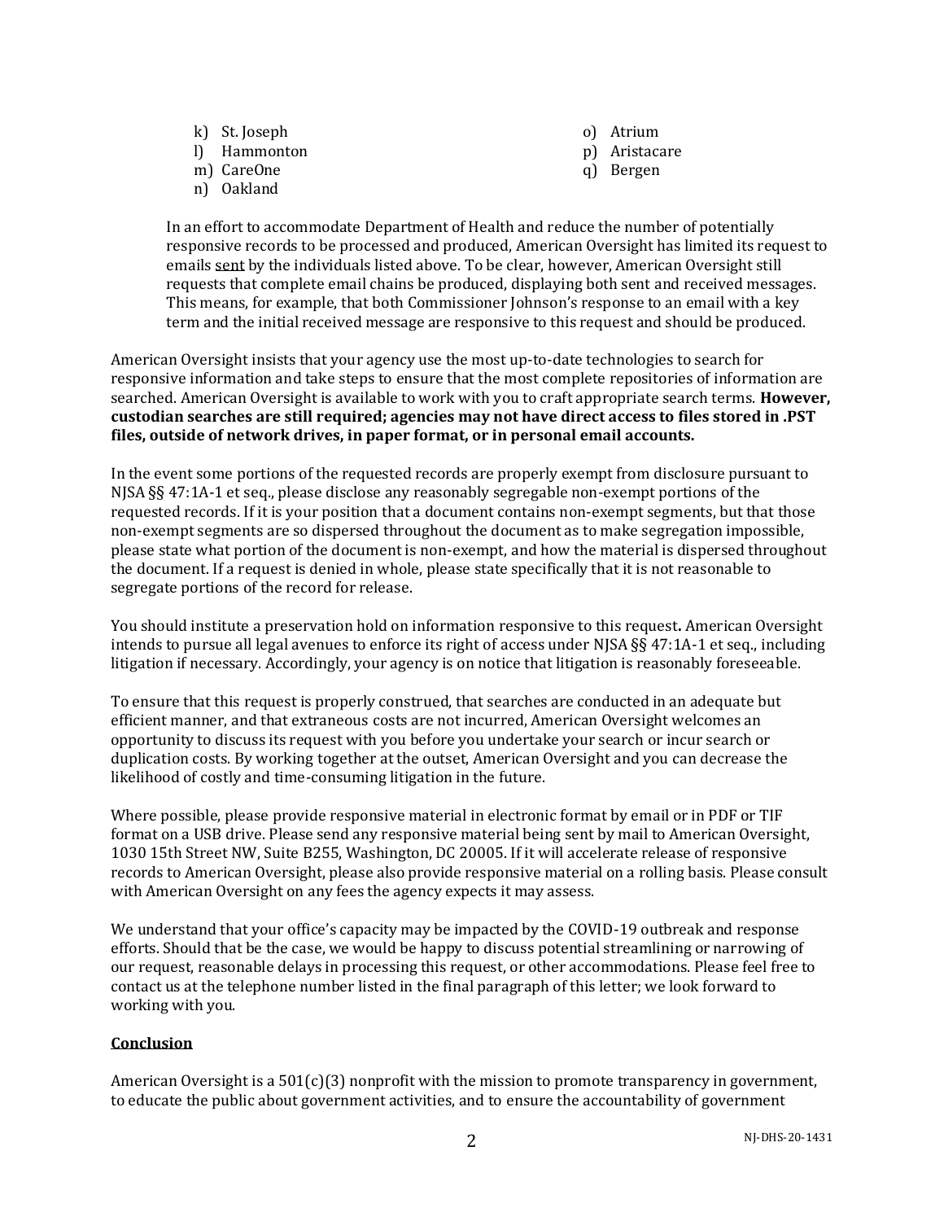k) St. Joseph
l) Hammonton
m) CareOne
n) Oakland
o) Atrium
p) Aristacare
q) Bergen

In an effort to accommodate Department of Health and reduce the number of potentially responsive records to be processed and produced, American Oversight has limited its request to emails <u>sent</u> by the individuals listed above. To be clear, however, American Oversight still requests that complete email chains be produced, displaying both sent and received messages. This means, for example, that both Commissioner Johnson's response to an email with a key term and the initial received message are responsive to this request and should be produced.

American Oversight insists that your agency use the most up-to-date technologies to search for responsive information and take steps to ensure that the most complete repositories of information are searched. American Oversight is available to work with you to craft appropriate search terms. **However, custodian searches are still required; agencies may not have direct access to files stored in .PST files, outside of network drives, in paper format, or in personal email accounts.**

In the event some portions of the requested records are properly exempt from disclosure pursuant to NJSA §§ 47:1A-1 et seq., please disclose any reasonably segregable non-exempt portions of the requested records. If it is your position that a document contains non-exempt segments, but that those non-exempt segments are so dispersed throughout the document as to make segregation impossible, please state what portion of the document is non-exempt, and how the material is dispersed throughout the document. If a request is denied in whole, please state specifically that it is not reasonable to segregate portions of the record for release.

You should institute a preservation hold on information responsive to this request**.** American Oversight intends to pursue all legal avenues to enforce its right of access under NJSA §§ 47:1A-1 et seq., including litigation if necessary. Accordingly, your agency is on notice that litigation is reasonably foreseeable.

To ensure that this request is properly construed, that searches are conducted in an adequate but efficient manner, and that extraneous costs are not incurred, American Oversight welcomes an opportunity to discuss its request with you before you undertake your search or incur search or duplication costs. By working together at the outset, American Oversight and you can decrease the likelihood of costly and time-consuming litigation in the future.

Where possible, please provide responsive material in electronic format by email or in PDF or TIF format on a USB drive. Please send any responsive material being sent by mail to American Oversight, 1030 15th Street NW, Suite B255, Washington, DC 20005. If it will accelerate release of responsive records to American Oversight, please also provide responsive material on a rolling basis. Please consult with American Oversight on any fees the agency expects it may assess.

We understand that your office's capacity may be impacted by the COVID-19 outbreak and response efforts. Should that be the case, we would be happy to discuss potential streamlining or narrowing of our request, reasonable delays in processing this request, or other accommodations. Please feel free to contact us at the telephone number listed in the final paragraph of this letter; we look forward to working with you.

## <u>Conclusion</u>

American Oversight is a 501(c)(3) nonprofit with the mission to promote transparency in government, to educate the public about government activities, and to ensure the accountability of government

NJ-DHS-20-1431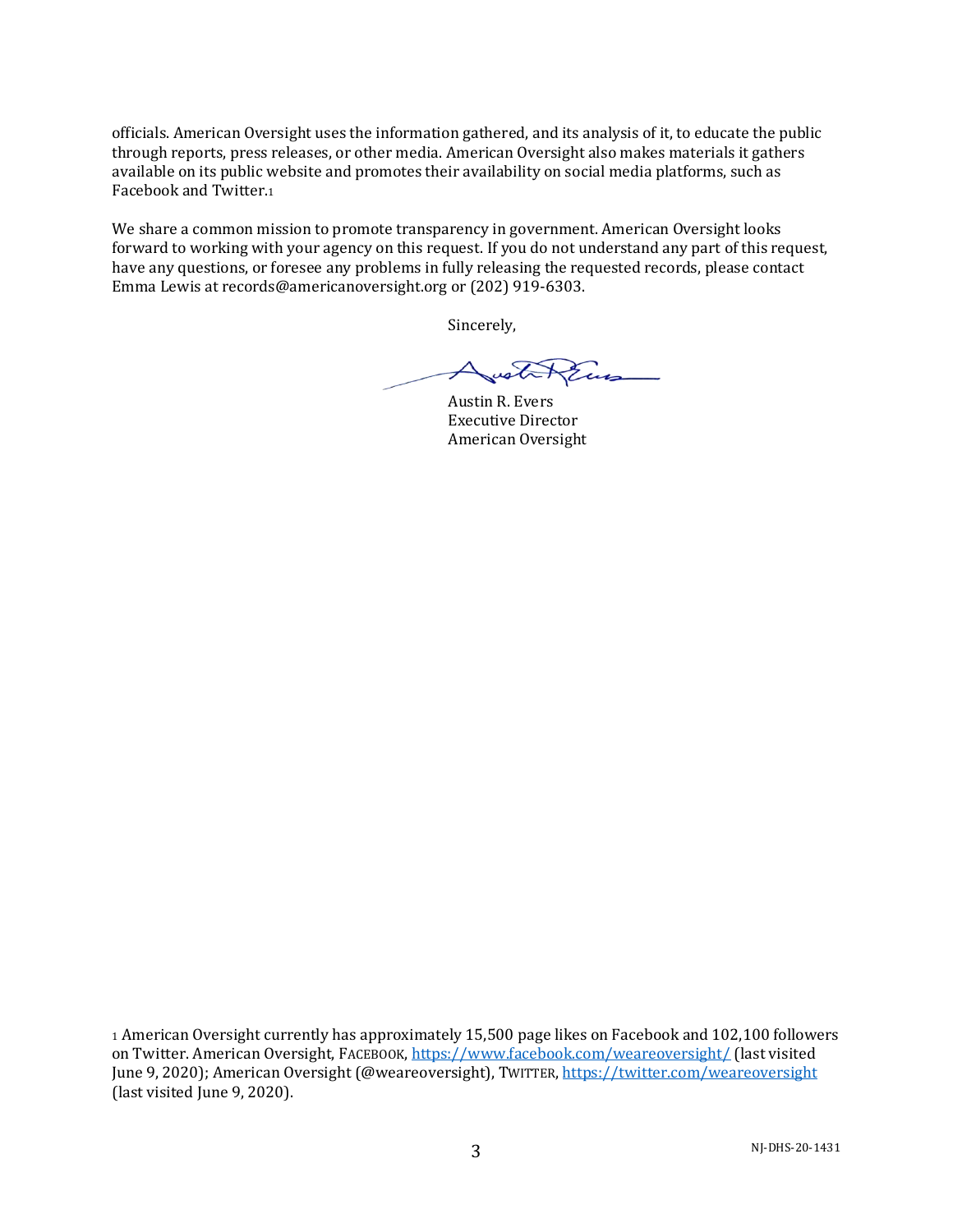officials. American Oversight uses the information gathered, and its analysis of it, to educate the public through reports, press releases, or other media. American Oversight also makes materials it gathers available on its public website and promotes their availability on social media platforms, such as Facebook and Twitter.[1]

We share a common mission to promote transparency in government. American Oversight looks forward to working with your agency on this request. If you do not understand any part of this request, have any questions, or foresee any problems in fully releasing the requested records, please contact Emma Lewis at records@americanoversight.org or (202) 919-6303.

Sincerely,

Austin R. Evers
Executive Director
American Oversight

[1] American Oversight currently has approximately 15,500 page likes on Facebook and 102,100 followers on Twitter. American Oversight, FACEBOOK, https://www.facebook.com/weareoversight/ (last visited June 9, 2020); American Oversight (@weareoversight), TWITTER, https://twitter.com/weareoversight (last visited June 9, 2020).

NJ-DHS-20-1431